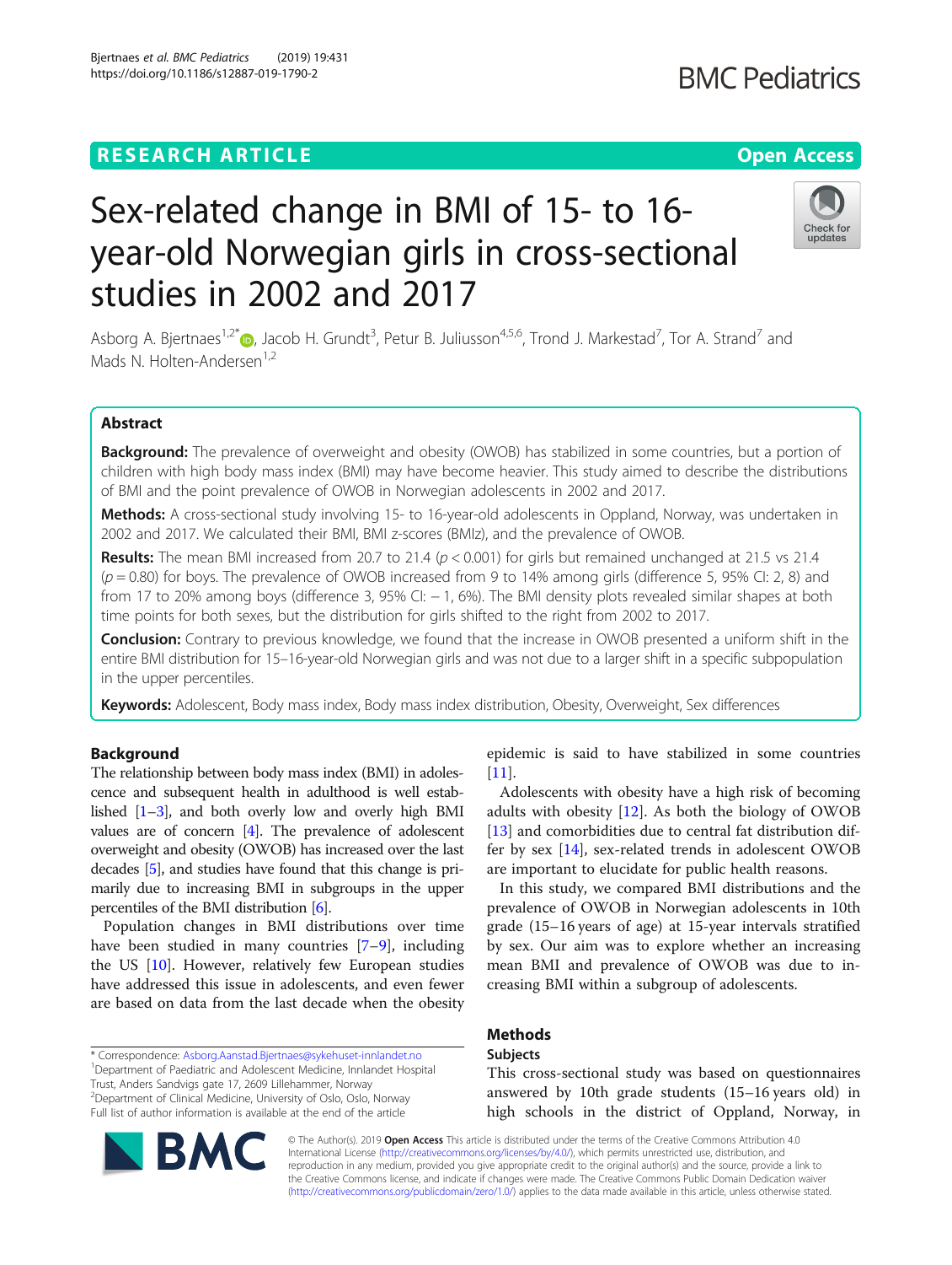RESEARCH ARTICLE

Open Access

# Sex-related change in BMI of 15- to 16-year-old Norwegian girls in cross-sectional studies in 2002 and 2017

Asborg A. Bjertnaes[1,2*], Jacob H. Grundt[3], Petur B. Juliusson[4,5,6], Trond J. Markestad[7], Tor A. Strand[7] and Mads N. Holten-Andersen[1,2]

## Abstract

**Background:** The prevalence of overweight and obesity (OWOB) has stabilized in some countries, but a portion of children with high body mass index (BMI) may have become heavier. This study aimed to describe the distributions of BMI and the point prevalence of OWOB in Norwegian adolescents in 2002 and 2017.

**Methods:** A cross-sectional study involving 15- to 16-year-old adolescents in Oppland, Norway, was undertaken in 2002 and 2017. We calculated their BMI, BMI z-scores (BMIz), and the prevalence of OWOB.

**Results:** The mean BMI increased from 20.7 to 21.4 ($p < 0.001$) for girls but remained unchanged at 21.5 vs 21.4 ($p = 0.80$) for boys. The prevalence of OWOB increased from 9 to 14% among girls (difference 5, 95% CI: 2, 8) and from 17 to 20% among boys (difference 3, 95% CI: − 1, 6%). The BMI density plots revealed similar shapes at both time points for both sexes, but the distribution for girls shifted to the right from 2002 to 2017.

**Conclusion:** Contrary to previous knowledge, we found that the increase in OWOB presented a uniform shift in the entire BMI distribution for 15–16-year-old Norwegian girls and was not due to a larger shift in a specific subpopulation in the upper percentiles.

**Keywords:** Adolescent, Body mass index, Body mass index distribution, Obesity, Overweight, Sex differences

## Background

The relationship between body mass index (BMI) in adolescence and subsequent health in adulthood is well established [1–3], and both overly low and overly high BMI values are of concern [4]. The prevalence of adolescent overweight and obesity (OWOB) has increased over the last decades [5], and studies have found that this change is primarily due to increasing BMI in subgroups in the upper percentiles of the BMI distribution [6].

Population changes in BMI distributions over time have been studied in many countries [7–9], including the US [10]. However, relatively few European studies have addressed this issue in adolescents, and even fewer are based on data from the last decade when the obesity epidemic is said to have stabilized in some countries [11].

Adolescents with obesity have a high risk of becoming adults with obesity [12]. As both the biology of OWOB [13] and comorbidities due to central fat distribution differ by sex [14], sex-related trends in adolescent OWOB are important to elucidate for public health reasons.

In this study, we compared BMI distributions and the prevalence of OWOB in Norwegian adolescents in 10th grade (15–16 years of age) at 15-year intervals stratified by sex. Our aim was to explore whether an increasing mean BMI and prevalence of OWOB was due to increasing BMI within a subgroup of adolescents.

## Methods

### Subjects

This cross-sectional study was based on questionnaires answered by 10th grade students (15–16 years old) in high schools in the district of Oppland, Norway, in

* Correspondence: Asborg.Aanstad.Bjertnaes@sykehuset-innlandet.no
[1]Department of Paediatric and Adolescent Medicine, Innlandet Hospital Trust, Anders Sandvigs gate 17, 2609 Lillehammer, Norway
[2]Department of Clinical Medicine, University of Oslo, Oslo, Norway
Full list of author information is available at the end of the article

© The Author(s). 2019 **Open Access** This article is distributed under the terms of the Creative Commons Attribution 4.0 International License (http://creativecommons.org/licenses/by/4.0/), which permits unrestricted use, distribution, and reproduction in any medium, provided you give appropriate credit to the original author(s) and the source, provide a link to the Creative Commons license, and indicate if changes were made. The Creative Commons Public Domain Dedication waiver (http://creativecommons.org/publicdomain/zero/1.0/) applies to the data made available in this article, unless otherwise stated.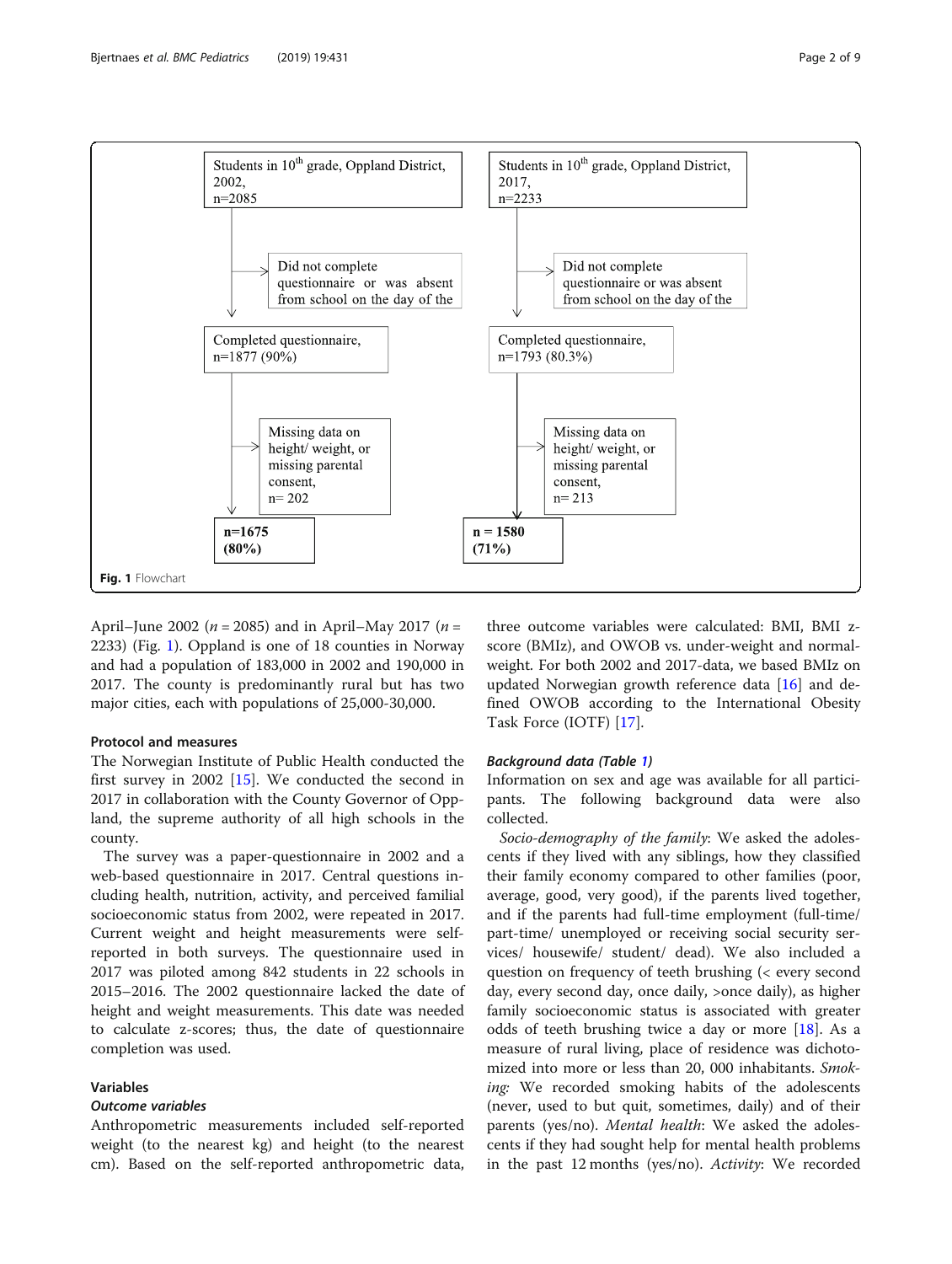Students in 10th grade, Oppland District, 2002, n=2085

Did not complete questionnaire or was absent from school on the day of the

Completed questionnaire, n=1877 (90%)

Missing data on height/ weight, or missing parental consent, n= 202

**n=1675 (80%)**

Students in 10th grade, Oppland District, 2017, n=2233

Did not complete questionnaire or was absent from school on the day of the

Completed questionnaire, n=1793 (80.3%)

Missing data on height/ weight, or missing parental consent, n= 213

**n = 1580 (71%)**

**Fig. 1** Flowchart

April–June 2002 ($n$ = 2085) and in April–May 2017 ($n$ = 2233) (Fig. 1). Oppland is one of 18 counties in Norway and had a population of 183,000 in 2002 and 190,000 in 2017. The county is predominantly rural but has two major cities, each with populations of 25,000-30,000.

### Protocol and measures

The Norwegian Institute of Public Health conducted the first survey in 2002 [15]. We conducted the second in 2017 in collaboration with the County Governor of Oppland, the supreme authority of all high schools in the county.

The survey was a paper-questionnaire in 2002 and a web-based questionnaire in 2017. Central questions including health, nutrition, activity, and perceived familial socioeconomic status from 2002, were repeated in 2017. Current weight and height measurements were self-reported in both surveys. The questionnaire used in 2017 was piloted among 842 students in 22 schools in 2015–2016. The 2002 questionnaire lacked the date of height and weight measurements. This date was needed to calculate z-scores; thus, the date of questionnaire completion was used.

### Variables

#### *Outcome variables*

Anthropometric measurements included self-reported weight (to the nearest kg) and height (to the nearest cm). Based on the self-reported anthropometric data, three outcome variables were calculated: BMI, BMI z-score (BMIz), and OWOB vs. under-weight and normal-weight. For both 2002 and 2017-data, we based BMIz on updated Norwegian growth reference data [16] and defined OWOB according to the International Obesity Task Force (IOTF) [17].

#### *Background data (Table 1)*

Information on sex and age was available for all participants. The following background data were also collected.

*Socio-demography of the family*: We asked the adolescents if they lived with any siblings, how they classified their family economy compared to other families (poor, average, good, very good), if the parents lived together, and if the parents had full-time employment (full-time/ part-time/ unemployed or receiving social security services/ housewife/ student/ dead). We also included a question on frequency of teeth brushing (< every second day, every second day, once daily, >once daily), as higher family socioeconomic status is associated with greater odds of teeth brushing twice a day or more [18]. As a measure of rural living, place of residence was dichotomized into more or less than 20, 000 inhabitants. *Smoking:* We recorded smoking habits of the adolescents (never, used to but quit, sometimes, daily) and of their parents (yes/no). *Mental health*: We asked the adolescents if they had sought help for mental health problems in the past 12 months (yes/no). *Activity*: We recorded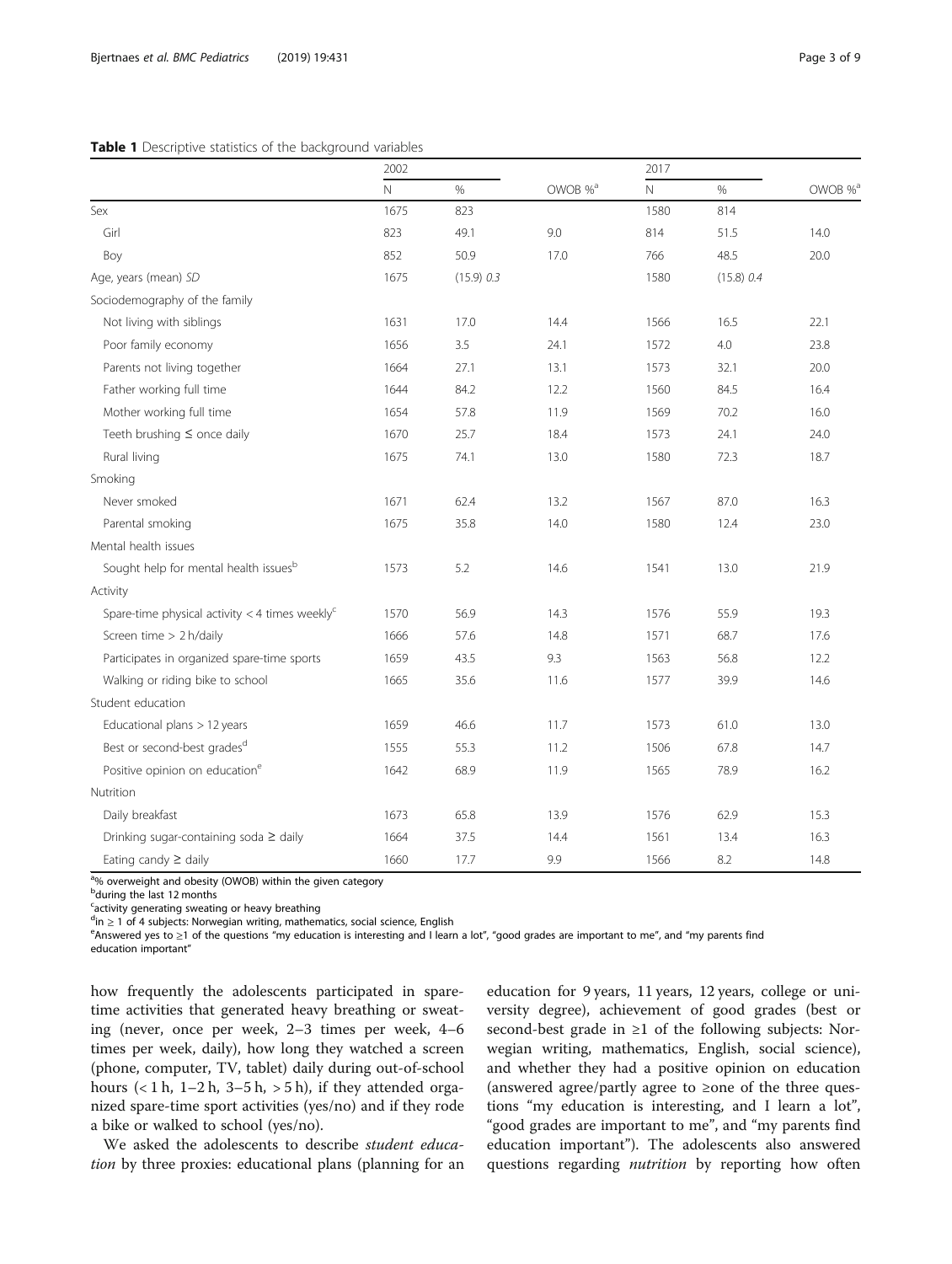**Table 1** Descriptive statistics of the background variables

| | 2002 | | | 2017 | | |
|---|---|---|---|---|---|---|
| | N | % | OWOB %[a] | N | % | OWOB %[a] |
| Sex | 1675 | 823 | | 1580 | 814 | |
| Girl | 823 | 49.1 | 9.0 | 814 | 51.5 | 14.0 |
| Boy | 852 | 50.9 | 17.0 | 766 | 48.5 | 20.0 |
| Age, years (mean) *SD* | 1675 | (15.9) *0.3* | | 1580 | (15.8) *0.4* | |
| Sociodemography of the family | | | | | | |
| Not living with siblings | 1631 | 17.0 | 14.4 | 1566 | 16.5 | 22.1 |
| Poor family economy | 1656 | 3.5 | 24.1 | 1572 | 4.0 | 23.8 |
| Parents not living together | 1664 | 27.1 | 13.1 | 1573 | 32.1 | 20.0 |
| Father working full time | 1644 | 84.2 | 12.2 | 1560 | 84.5 | 16.4 |
| Mother working full time | 1654 | 57.8 | 11.9 | 1569 | 70.2 | 16.0 |
| Teeth brushing ≤ once daily | 1670 | 25.7 | 18.4 | 1573 | 24.1 | 24.0 |
| Rural living | 1675 | 74.1 | 13.0 | 1580 | 72.3 | 18.7 |
| Smoking | | | | | | |
| Never smoked | 1671 | 62.4 | 13.2 | 1567 | 87.0 | 16.3 |
| Parental smoking | 1675 | 35.8 | 14.0 | 1580 | 12.4 | 23.0 |
| Mental health issues | | | | | | |
| Sought help for mental health issues[b] | 1573 | 5.2 | 14.6 | 1541 | 13.0 | 21.9 |
| Activity | | | | | | |
| Spare-time physical activity < 4 times weekly[c] | 1570 | 56.9 | 14.3 | 1576 | 55.9 | 19.3 |
| Screen time > 2 h/daily | 1666 | 57.6 | 14.8 | 1571 | 68.7 | 17.6 |
| Participates in organized spare-time sports | 1659 | 43.5 | 9.3 | 1563 | 56.8 | 12.2 |
| Walking or riding bike to school | 1665 | 35.6 | 11.6 | 1577 | 39.9 | 14.6 |
| Student education | | | | | | |
| Educational plans > 12 years | 1659 | 46.6 | 11.7 | 1573 | 61.0 | 13.0 |
| Best or second-best grades[d] | 1555 | 55.3 | 11.2 | 1506 | 67.8 | 14.7 |
| Positive opinion on education[e] | 1642 | 68.9 | 11.9 | 1565 | 78.9 | 16.2 |
| Nutrition | | | | | | |
| Daily breakfast | 1673 | 65.8 | 13.9 | 1576 | 62.9 | 15.3 |
| Drinking sugar-containing soda ≥ daily | 1664 | 37.5 | 14.4 | 1561 | 13.4 | 16.3 |
| Eating candy ≥ daily | 1660 | 17.7 | 9.9 | 1566 | 8.2 | 14.8 |

[a]% overweight and obesity (OWOB) within the given category
[b]during the last 12 months
[c]activity generating sweating or heavy breathing
[d]in ≥ 1 of 4 subjects: Norwegian writing, mathematics, social science, English
[e]Answered yes to ≥1 of the questions "my education is interesting and I learn a lot", "good grades are important to me", and "my parents find education important"

how frequently the adolescents participated in spare-time activities that generated heavy breathing or sweating (never, once per week, 2–3 times per week, 4–6 times per week, daily), how long they watched a screen (phone, computer, TV, tablet) daily during out-of-school hours (< 1 h, 1–2 h, 3–5 h, > 5 h), if they attended organized spare-time sport activities (yes/no) and if they rode a bike or walked to school (yes/no).

We asked the adolescents to describe *student education* by three proxies: educational plans (planning for an education for 9 years, 11 years, 12 years, college or university degree), achievement of good grades (best or second-best grade in ≥1 of the following subjects: Norwegian writing, mathematics, English, social science), and whether they had a positive opinion on education (answered agree/partly agree to ≥one of the three questions "my education is interesting, and I learn a lot", "good grades are important to me", and "my parents find education important"). The adolescents also answered questions regarding *nutrition* by reporting how often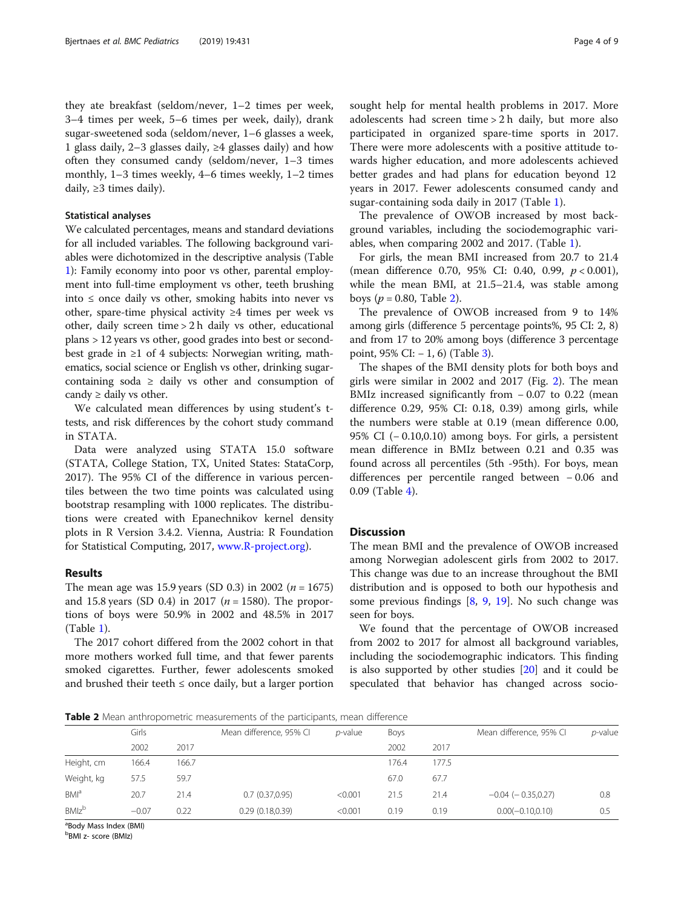they ate breakfast (seldom/never, 1–2 times per week, 3–4 times per week, 5–6 times per week, daily), drank sugar-sweetened soda (seldom/never, 1–6 glasses a week, 1 glass daily, 2–3 glasses daily, ≥4 glasses daily) and how often they consumed candy (seldom/never, 1–3 times monthly, 1–3 times weekly, 4–6 times weekly, 1–2 times daily, ≥3 times daily).

### Statistical analyses

We calculated percentages, means and standard deviations for all included variables. The following background variables were dichotomized in the descriptive analysis (Table 1): Family economy into poor vs other, parental employment into full-time employment vs other, teeth brushing into ≤ once daily vs other, smoking habits into never vs other, spare-time physical activity ≥4 times per week vs other, daily screen time > 2 h daily vs other, educational plans > 12 years vs other, good grades into best or second-best grade in ≥1 of 4 subjects: Norwegian writing, mathematics, social science or English vs other, drinking sugar-containing soda ≥ daily vs other and consumption of candy ≥ daily vs other.

We calculated mean differences by using student's t-tests, and risk differences by the cohort study command in STATA.

Data were analyzed using STATA 15.0 software (STATA, College Station, TX, United States: StataCorp, 2017). The 95% CI of the difference in various percentiles between the two time points was calculated using bootstrap resampling with 1000 replicates. The distributions were created with Epanechnikov kernel density plots in R Version 3.4.2. Vienna, Austria: R Foundation for Statistical Computing, 2017, www.R-project.org).

## Results

The mean age was 15.9 years (SD 0.3) in 2002 (*n* = 1675) and 15.8 years (SD 0.4) in 2017 (*n* = 1580). The proportions of boys were 50.9% in 2002 and 48.5% in 2017 (Table 1).

The 2017 cohort differed from the 2002 cohort in that more mothers worked full time, and that fewer parents smoked cigarettes. Further, fewer adolescents smoked and brushed their teeth ≤ once daily, but a larger portion sought help for mental health problems in 2017. More adolescents had screen time > 2 h daily, but more also participated in organized spare-time sports in 2017. There were more adolescents with a positive attitude towards higher education, and more adolescents achieved better grades and had plans for education beyond 12 years in 2017. Fewer adolescents consumed candy and sugar-containing soda daily in 2017 (Table 1).

The prevalence of OWOB increased by most background variables, including the sociodemographic variables, when comparing 2002 and 2017. (Table 1).

For girls, the mean BMI increased from 20.7 to 21.4 (mean difference 0.70, 95% CI: 0.40, 0.99, $p < 0.001$), while the mean BMI, at 21.5–21.4, was stable among boys ($p = 0.80$, Table 2).

The prevalence of OWOB increased from 9 to 14% among girls (difference 5 percentage points%, 95 CI: 2, 8) and from 17 to 20% among boys (difference 3 percentage point, 95% CI: − 1, 6) (Table 3).

The shapes of the BMI density plots for both boys and girls were similar in 2002 and 2017 (Fig. 2). The mean BMIz increased significantly from − 0.07 to 0.22 (mean difference 0.29, 95% CI: 0.18, 0.39) among girls, while the numbers were stable at 0.19 (mean difference 0.00, 95% CI (− 0.10,0.10) among boys. For girls, a persistent mean difference in BMIz between 0.21 and 0.35 was found across all percentiles (5th -95th). For boys, mean differences per percentile ranged between − 0.06 and 0.09 (Table 4).

## Discussion

The mean BMI and the prevalence of OWOB increased among Norwegian adolescent girls from 2002 to 2017. This change was due to an increase throughout the BMI distribution and is opposed to both our hypothesis and some previous findings [8, 9, 19]. No such change was seen for boys.

We found that the percentage of OWOB increased from 2002 to 2017 for almost all background variables, including the sociodemographic indicators. This finding is also supported by other studies [20] and it could be speculated that behavior has changed across socio-

**Table 2** Mean anthropometric measurements of the participants, mean difference

| | Girls | | Mean difference, 95% CI | *p*-value | Boys | | Mean difference, 95% CI | *p*-value |
|---|---|---|---|---|---|---|---|---|
| | 2002 | 2017 | | | 2002 | 2017 | | |
| Height, cm | 166.4 | 166.7 | | | 176.4 | 177.5 | | |
| Weight, kg | 57.5 | 59.7 | | | 67.0 | 67.7 | | |
| BMI[a] | 20.7 | 21.4 | 0.7 (0.37,0.95) | <0.001 | 21.5 | 21.4 | −0.04 (− 0.35,0.27) | 0.8 |
| BMIz[b] | −0.07 | 0.22 | 0.29 (0.18,0.39) | <0.001 | 0.19 | 0.19 | 0.00(−0.10,0.10) | 0.5 |

[a]Body Mass Index (BMI)
[b]BMI z- score (BMIz)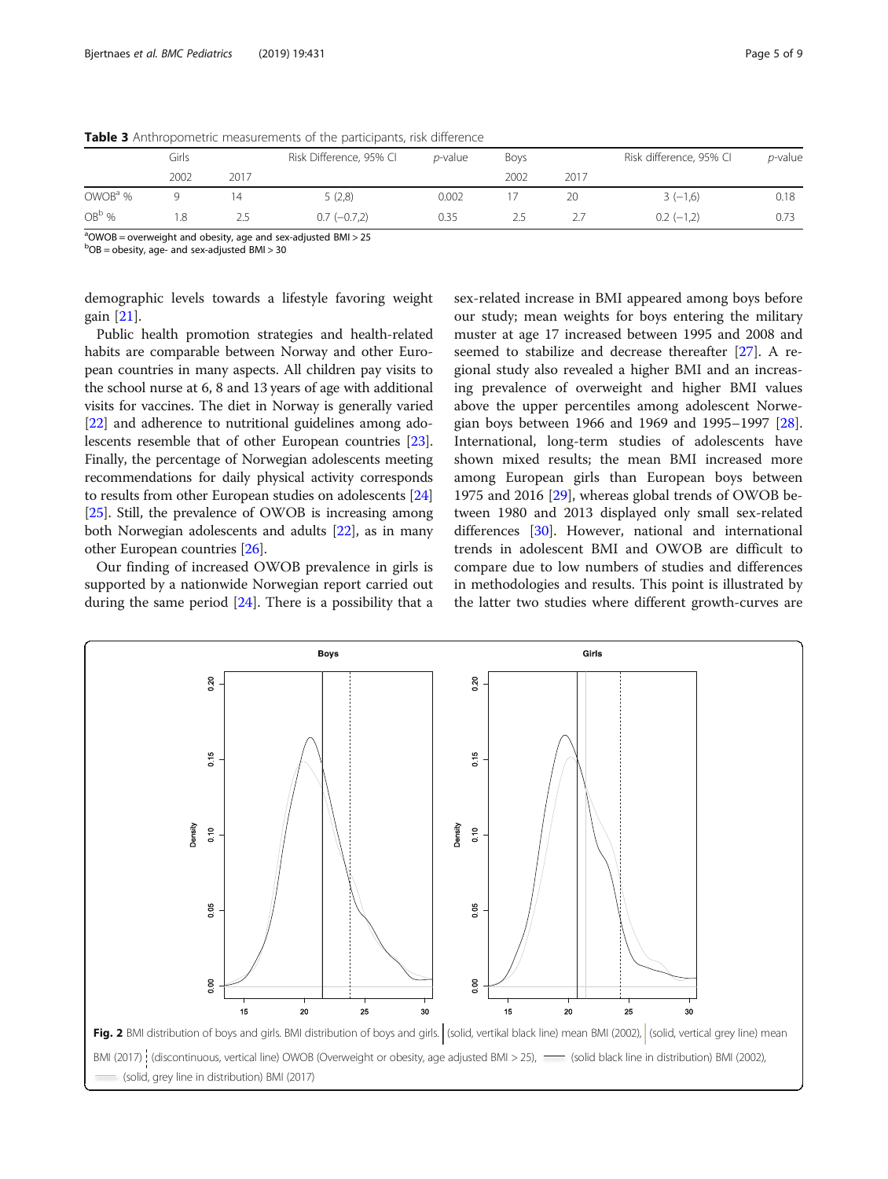**Table 3** Anthropometric measurements of the participants, risk difference

| | Girls | | Risk Difference, 95% CI | *p*-value | Boys | | Risk difference, 95% CI | *p*-value |
|---|---|---|---|---|---|---|---|---|
| | 2002 | 2017 | | | 2002 | 2017 | | |
| OWOB[a] % | 9 | 14 | 5 (2,8) | 0.002 | 17 | 20 | 3 (−1,6) | 0.18 |
| OB[b] % | 1.8 | 2.5 | 0.7 (−0.7,2) | 0.35 | 2.5 | 2.7 | 0.2 (−1,2) | 0.73 |

[a]OWOB = overweight and obesity, age and sex-adjusted BMI > 25
[b]OB = obesity, age- and sex-adjusted BMI > 30

demographic levels towards a lifestyle favoring weight gain [21].

Public health promotion strategies and health-related habits are comparable between Norway and other European countries in many aspects. All children pay visits to the school nurse at 6, 8 and 13 years of age with additional visits for vaccines. The diet in Norway is generally varied [22] and adherence to nutritional guidelines among adolescents resemble that of other European countries [23]. Finally, the percentage of Norwegian adolescents meeting recommendations for daily physical activity corresponds to results from other European studies on adolescents [24] [25]. Still, the prevalence of OWOB is increasing among both Norwegian adolescents and adults [22], as in many other European countries [26].

Our finding of increased OWOB prevalence in girls is supported by a nationwide Norwegian report carried out during the same period [24]. There is a possibility that a sex-related increase in BMI appeared among boys before our study; mean weights for boys entering the military muster at age 17 increased between 1995 and 2008 and seemed to stabilize and decrease thereafter [27]. A regional study also revealed a higher BMI and an increasing prevalence of overweight and higher BMI values above the upper percentiles among adolescent Norwegian boys between 1966 and 1969 and 1995–1997 [28]. International, long-term studies of adolescents have shown mixed results; the mean BMI increased more among European girls than European boys between 1975 and 2016 [29], whereas global trends of OWOB between 1980 and 2013 displayed only small sex-related differences [30]. However, national and international trends in adolescent BMI and OWOB are difficult to compare due to low numbers of studies and differences in methodologies and results. This point is illustrated by the latter two studies where different growth-curves are

**Fig. 2** BMI distribution of boys and girls. BMI distribution of boys and girls. | (solid, vertikal black line) mean BMI (2002), | (solid, vertical grey line) mean BMI (2017) ⁞ (discontinuous, vertical line) OWOB (Overweight or obesity, age adjusted BMI > 25), —— (solid black line in distribution) BMI (2002), —— (solid, grey line in distribution) BMI (2017)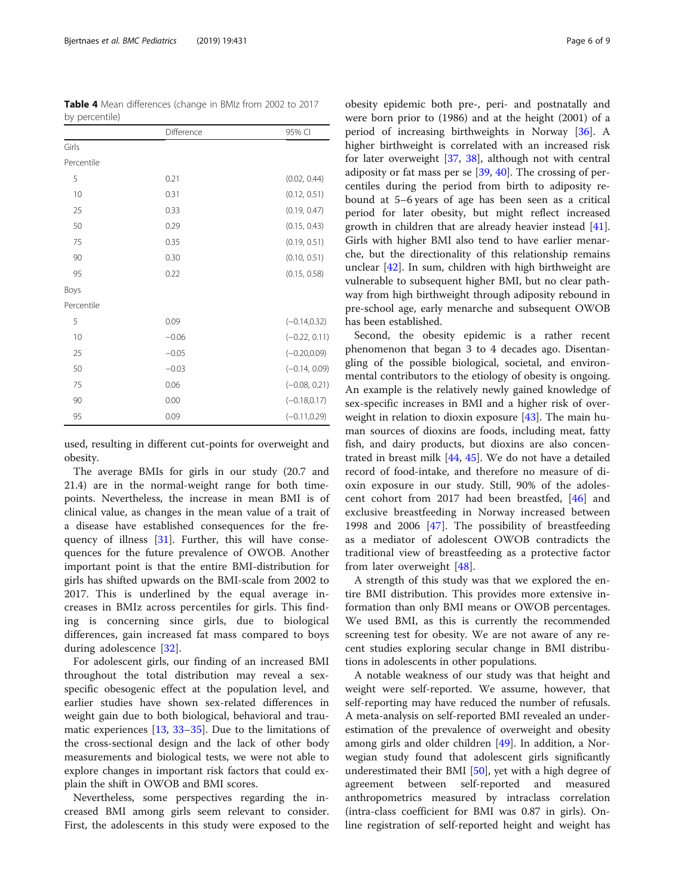**Table 4** Mean differences (change in BMIz from 2002 to 2017 by percentile)

| | Difference | 95% CI |
|---|---|---|
| Girls | | |
| Percentile | | |
| 5 | 0.21 | (0.02, 0.44) |
| 10 | 0.31 | (0.12, 0.51) |
| 25 | 0.33 | (0.19, 0.47) |
| 50 | 0.29 | (0.15, 0.43) |
| 75 | 0.35 | (0.19, 0.51) |
| 90 | 0.30 | (0.10, 0.51) |
| 95 | 0.22 | (0.15, 0.58) |
| Boys | | |
| Percentile | | |
| 5 | 0.09 | (−0.14,0.32) |
| 10 | −0.06 | (−0.22, 0.11) |
| 25 | −0.05 | (−0.20,0.09) |
| 50 | −0.03 | (−0.14, 0.09) |
| 75 | 0.06 | (−0.08, 0.21) |
| 90 | 0.00 | (−0.18,0.17) |
| 95 | 0.09 | (−0.11,0.29) |

used, resulting in different cut-points for overweight and obesity.

The average BMIs for girls in our study (20.7 and 21.4) are in the normal-weight range for both time-points. Nevertheless, the increase in mean BMI is of clinical value, as changes in the mean value of a trait of a disease have established consequences for the frequency of illness [31]. Further, this will have consequences for the future prevalence of OWOB. Another important point is that the entire BMI-distribution for girls has shifted upwards on the BMI-scale from 2002 to 2017. This is underlined by the equal average increases in BMIz across percentiles for girls. This finding is concerning since girls, due to biological differences, gain increased fat mass compared to boys during adolescence [32].

For adolescent girls, our finding of an increased BMI throughout the total distribution may reveal a sex-specific obesogenic effect at the population level, and earlier studies have shown sex-related differences in weight gain due to both biological, behavioral and traumatic experiences [13, 33–35]. Due to the limitations of the cross-sectional design and the lack of other body measurements and biological tests, we were not able to explore changes in important risk factors that could explain the shift in OWOB and BMI scores.

Nevertheless, some perspectives regarding the increased BMI among girls seem relevant to consider. First, the adolescents in this study were exposed to the obesity epidemic both pre-, peri- and postnatally and were born prior to (1986) and at the height (2001) of a period of increasing birthweights in Norway [36]. A higher birthweight is correlated with an increased risk for later overweight [37, 38], although not with central adiposity or fat mass per se [39, 40]. The crossing of percentiles during the period from birth to adiposity rebound at 5–6 years of age has been seen as a critical period for later obesity, but might reflect increased growth in children that are already heavier instead [41]. Girls with higher BMI also tend to have earlier menarche, but the directionality of this relationship remains unclear [42]. In sum, children with high birthweight are vulnerable to subsequent higher BMI, but no clear pathway from high birthweight through adiposity rebound in pre-school age, early menarche and subsequent OWOB has been established.

Second, the obesity epidemic is a rather recent phenomenon that began 3 to 4 decades ago. Disentangling of the possible biological, societal, and environmental contributors to the etiology of obesity is ongoing. An example is the relatively newly gained knowledge of sex-specific increases in BMI and a higher risk of overweight in relation to dioxin exposure [43]. The main human sources of dioxins are foods, including meat, fatty fish, and dairy products, but dioxins are also concentrated in breast milk [44, 45]. We do not have a detailed record of food-intake, and therefore no measure of dioxin exposure in our study. Still, 90% of the adolescent cohort from 2017 had been breastfed, [46] and exclusive breastfeeding in Norway increased between 1998 and 2006 [47]. The possibility of breastfeeding as a mediator of adolescent OWOB contradicts the traditional view of breastfeeding as a protective factor from later overweight [48].

A strength of this study was that we explored the entire BMI distribution. This provides more extensive information than only BMI means or OWOB percentages. We used BMI, as this is currently the recommended screening test for obesity. We are not aware of any recent studies exploring secular change in BMI distributions in adolescents in other populations.

A notable weakness of our study was that height and weight were self-reported. We assume, however, that self-reporting may have reduced the number of refusals. A meta-analysis on self-reported BMI revealed an underestimation of the prevalence of overweight and obesity among girls and older children [49]. In addition, a Norwegian study found that adolescent girls significantly underestimated their BMI [50], yet with a high degree of agreement between self-reported and measured anthropometrics measured by intraclass correlation (intra-class coefficient for BMI was 0.87 in girls). Online registration of self-reported height and weight has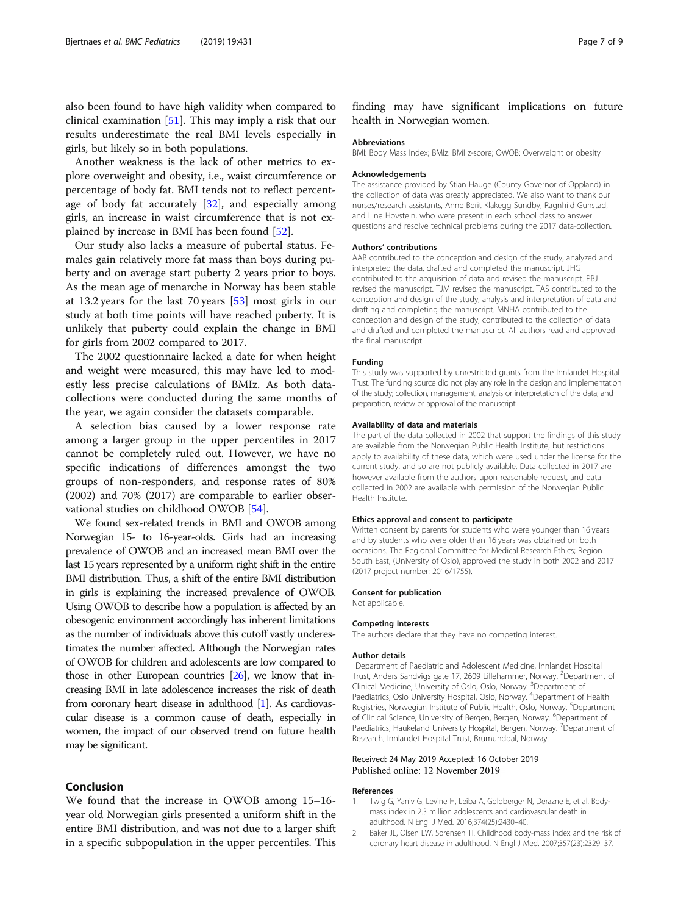also been found to have high validity when compared to clinical examination [51]. This may imply a risk that our results underestimate the real BMI levels especially in girls, but likely so in both populations.

Another weakness is the lack of other metrics to explore overweight and obesity, i.e., waist circumference or percentage of body fat. BMI tends not to reflect percentage of body fat accurately [32], and especially among girls, an increase in waist circumference that is not explained by increase in BMI has been found [52].

Our study also lacks a measure of pubertal status. Females gain relatively more fat mass than boys during puberty and on average start puberty 2 years prior to boys. As the mean age of menarche in Norway has been stable at 13.2 years for the last 70 years [53] most girls in our study at both time points will have reached puberty. It is unlikely that puberty could explain the change in BMI for girls from 2002 compared to 2017.

The 2002 questionnaire lacked a date for when height and weight were measured, this may have led to modestly less precise calculations of BMIz. As both data-collections were conducted during the same months of the year, we again consider the datasets comparable.

A selection bias caused by a lower response rate among a larger group in the upper percentiles in 2017 cannot be completely ruled out. However, we have no specific indications of differences amongst the two groups of non-responders, and response rates of 80% (2002) and 70% (2017) are comparable to earlier observational studies on childhood OWOB [54].

We found sex-related trends in BMI and OWOB among Norwegian 15- to 16-year-olds. Girls had an increasing prevalence of OWOB and an increased mean BMI over the last 15 years represented by a uniform right shift in the entire BMI distribution. Thus, a shift of the entire BMI distribution in girls is explaining the increased prevalence of OWOB. Using OWOB to describe how a population is affected by an obesogenic environment accordingly has inherent limitations as the number of individuals above this cutoff vastly underestimates the number affected. Although the Norwegian rates of OWOB for children and adolescents are low compared to those in other European countries [26], we know that increasing BMI in late adolescence increases the risk of death from coronary heart disease in adulthood [1]. As cardiovascular disease is a common cause of death, especially in women, the impact of our observed trend on future health may be significant.

## Conclusion

We found that the increase in OWOB among 15–16-year old Norwegian girls presented a uniform shift in the entire BMI distribution, and was not due to a larger shift in a specific subpopulation in the upper percentiles. This finding may have significant implications on future health in Norwegian women.

### Abbreviations

BMI: Body Mass Index; BMIz: BMI z-score; OWOB: Overweight or obesity

### Acknowledgements

The assistance provided by Stian Hauge (County Governor of Oppland) in the collection of data was greatly appreciated. We also want to thank our nurses/research assistants, Anne Berit Klakegg Sundby, Ragnhild Gunstad, and Line Hovstein, who were present in each school class to answer questions and resolve technical problems during the 2017 data-collection.

### Authors' contributions

AAB contributed to the conception and design of the study, analyzed and interpreted the data, drafted and completed the manuscript. JHG contributed to the acquisition of data and revised the manuscript. PBJ revised the manuscript. TJM revised the manuscript. TAS contributed to the conception and design of the study, analysis and interpretation of data and drafting and completing the manuscript. MNHA contributed to the conception and design of the study, contributed to the collection of data and drafted and completed the manuscript. All authors read and approved the final manuscript.

### Funding

This study was supported by unrestricted grants from the Innlandet Hospital Trust. The funding source did not play any role in the design and implementation of the study; collection, management, analysis or interpretation of the data; and preparation, review or approval of the manuscript.

### Availability of data and materials

The part of the data collected in 2002 that support the findings of this study are available from the Norwegian Public Health Institute, but restrictions apply to availability of these data, which were used under the license for the current study, and so are not publicly available. Data collected in 2017 are however available from the authors upon reasonable request, and data collected in 2002 are available with permission of the Norwegian Public Health Institute.

### Ethics approval and consent to participate

Written consent by parents for students who were younger than 16 years and by students who were older than 16 years was obtained on both occasions. The Regional Committee for Medical Research Ethics; Region South East, (University of Oslo), approved the study in both 2002 and 2017 (2017 project number: 2016/1755).

### Consent for publication

Not applicable.

### Competing interests

The authors declare that they have no competing interest.

### Author details

[1]Department of Paediatric and Adolescent Medicine, Innlandet Hospital Trust, Anders Sandvigs gate 17, 2609 Lillehammer, Norway. [2]Department of Clinical Medicine, University of Oslo, Oslo, Norway. [3]Department of Paediatrics, Oslo University Hospital, Oslo, Norway. [4]Department of Health Registries, Norwegian Institute of Public Health, Oslo, Norway. [5]Department of Clinical Science, University of Bergen, Bergen, Norway. [6]Department of Paediatrics, Haukeland University Hospital, Bergen, Norway. [7]Department of Research, Innlandet Hospital Trust, Brumunddal, Norway.

Received: 24 May 2019 Accepted: 16 October 2019
Published online: 12 November 2019

### References

1. Twig G, Yaniv G, Levine H, Leiba A, Goldberger N, Derazne E, et al. Body-mass index in 2.3 million adolescents and cardiovascular death in adulthood. N Engl J Med. 2016;374(25):2430–40.
2. Baker JL, Olsen LW, Sorensen TI. Childhood body-mass index and the risk of coronary heart disease in adulthood. N Engl J Med. 2007;357(23):2329–37.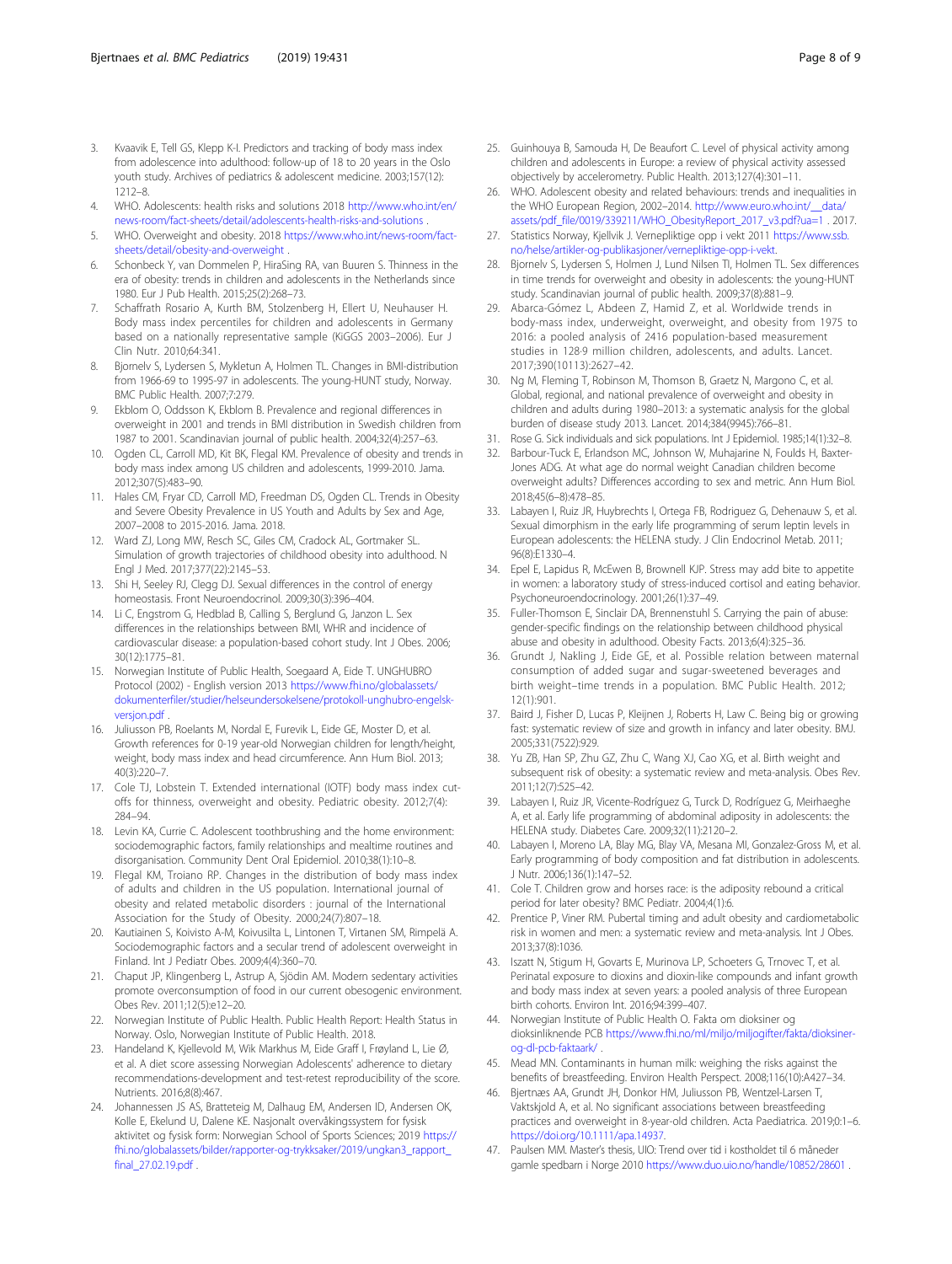3. Kvaavik E, Tell GS, Klepp K-I. Predictors and tracking of body mass index from adolescence into adulthood: follow-up of 18 to 20 years in the Oslo youth study. Archives of pediatrics & adolescent medicine. 2003;157(12):1212–8.
4. WHO. Adolescents: health risks and solutions 2018 http://www.who.int/en/news-room/fact-sheets/detail/adolescents-health-risks-and-solutions .
5. WHO. Overweight and obesity. 2018 https://www.who.int/news-room/fact-sheets/detail/obesity-and-overweight .
6. Schonbeck Y, van Dommelen P, HiraSing RA, van Buuren S. Thinness in the era of obesity: trends in children and adolescents in the Netherlands since 1980. Eur J Pub Health. 2015;25(2):268–73.
7. Schaffrath Rosario A, Kurth BM, Stolzenberg H, Ellert U, Neuhauser H. Body mass index percentiles for children and adolescents in Germany based on a nationally representative sample (KiGGS 2003–2006). Eur J Clin Nutr. 2010;64:341.
8. Bjornelv S, Lydersen S, Mykletun A, Holmen TL. Changes in BMI-distribution from 1966-69 to 1995-97 in adolescents. The young-HUNT study, Norway. BMC Public Health. 2007;7:279.
9. Ekblom O, Oddsson K, Ekblom B. Prevalence and regional differences in overweight in 2001 and trends in BMI distribution in Swedish children from 1987 to 2001. Scandinavian journal of public health. 2004;32(4):257–63.
10. Ogden CL, Carroll MD, Kit BK, Flegal KM. Prevalence of obesity and trends in body mass index among US children and adolescents, 1999-2010. Jama. 2012;307(5):483–90.
11. Hales CM, Fryar CD, Carroll MD, Freedman DS, Ogden CL. Trends in Obesity and Severe Obesity Prevalence in US Youth and Adults by Sex and Age, 2007–2008 to 2015-2016. Jama. 2018.
12. Ward ZJ, Long MW, Resch SC, Giles CM, Cradock AL, Gortmaker SL. Simulation of growth trajectories of childhood obesity into adulthood. N Engl J Med. 2017;377(22):2145–53.
13. Shi H, Seeley RJ, Clegg DJ. Sexual differences in the control of energy homeostasis. Front Neuroendocrinol. 2009;30(3):396–404.
14. Li C, Engstrom G, Hedblad B, Calling S, Berglund G, Janzon L. Sex differences in the relationships between BMI, WHR and incidence of cardiovascular disease: a population-based cohort study. Int J Obes. 2006;30(12):1775–81.
15. Norwegian Institute of Public Health, Soegaard A, Eide T. UNGHUBRO Protocol (2002) - English version 2013 https://www.fhi.no/globalassets/dokumenterfiler/studier/helseundersokelsene/protokoll-unghubro-engelsk-versjon.pdf .
16. Juliusson PB, Roelants M, Nordal E, Furevik L, Eide GE, Moster D, et al. Growth references for 0-19 year-old Norwegian children for length/height, weight, body mass index and head circumference. Ann Hum Biol. 2013;40(3):220–7.
17. Cole TJ, Lobstein T. Extended international (IOTF) body mass index cut-offs for thinness, overweight and obesity. Pediatric obesity. 2012;7(4):284–94.
18. Levin KA, Currie C. Adolescent toothbrushing and the home environment: sociodemographic factors, family relationships and mealtime routines and disorganisation. Community Dent Oral Epidemiol. 2010;38(1):10–8.
19. Flegal KM, Troiano RP. Changes in the distribution of body mass index of adults and children in the US population. International journal of obesity and related metabolic disorders : journal of the International Association for the Study of Obesity. 2000;24(7):807–18.
20. Kautiainen S, Koivisto A-M, Koivusilta L, Lintonen T, Virtanen SM, Rimpelä A. Sociodemographic factors and a secular trend of adolescent overweight in Finland. Int J Pediatr Obes. 2009;4(4):360–70.
21. Chaput JP, Klingenberg L, Astrup A, Sjödin AM. Modern sedentary activities promote overconsumption of food in our current obesogenic environment. Obes Rev. 2011;12(5):e12–20.
22. Norwegian Institute of Public Health. Public Health Report: Health Status in Norway. Oslo, Norwegian Institute of Public Health. 2018.
23. Handeland K, Kjellevold M, Wik Markhus M, Eide Graff I, Frøyland L, Lie Ø, et al. A diet score assessing Norwegian Adolescents' adherence to dietary recommendations-development and test-retest reproducibility of the score. Nutrients. 2016;8(8):467.
24. Johannessen JS AS, Bratteteig M, Dalhaug EM, Andersen ID, Andersen OK, Kolle E, Ekelund U, Dalene KE. Nasjonalt overvåkingssystem for fysisk aktivitet og fysisk form: Norwegian School of Sports Sciences; 2019 https://fhi.no/globalassets/bilder/rapporter-og-trykksaker/2019/ungkan3_rapport_final_27.02.19.pdf .
25. Guinhouya B, Samouda H, De Beaufort C. Level of physical activity among children and adolescents in Europe: a review of physical activity assessed objectively by accelerometry. Public Health. 2013;127(4):301–11.
26. WHO. Adolescent obesity and related behaviours: trends and inequalities in the WHO European Region, 2002–2014. http://www.euro.who.int/__data/assets/pdf_file/0019/339211/WHO_ObesityReport_2017_v3.pdf?ua=1 . 2017.
27. Statistics Norway, Kjellvik J. Vernepliktige opp i vekt 2011 https://www.ssb.no/helse/artikler-og-publikasjoner/vernepliktige-opp-i-vekt.
28. Bjornelv S, Lydersen S, Holmen J, Lund Nilsen TI, Holmen TL. Sex differences in time trends for overweight and obesity in adolescents: the young-HUNT study. Scandinavian journal of public health. 2009;37(8):881–9.
29. Abarca-Gómez L, Abdeen Z, Hamid Z, et al. Worldwide trends in body-mass index, underweight, overweight, and obesity from 1975 to 2016: a pooled analysis of 2416 population-based measurement studies in 128·9 million children, adolescents, and adults. Lancet. 2017;390(10113):2627–42.
30. Ng M, Fleming T, Robinson M, Thomson B, Graetz N, Margono C, et al. Global, regional, and national prevalence of overweight and obesity in children and adults during 1980–2013: a systematic analysis for the global burden of disease study 2013. Lancet. 2014;384(9945):766–81.
31. Rose G. Sick individuals and sick populations. Int J Epidemiol. 1985;14(1):32–8.
32. Barbour-Tuck E, Erlandson MC, Johnson W, Muhajarine N, Foulds H, Baxter-Jones ADG. At what age do normal weight Canadian children become overweight adults? Differences according to sex and metric. Ann Hum Biol. 2018;45(6–8):478–85.
33. Labayen I, Ruiz JR, Huybrechts I, Ortega FB, Rodriguez G, Dehenauw S, et al. Sexual dimorphism in the early life programming of serum leptin levels in European adolescents: the HELENA study. J Clin Endocrinol Metab. 2011;96(8):E1330–4.
34. Epel E, Lapidus R, McEwen B, Brownell KJP. Stress may add bite to appetite in women: a laboratory study of stress-induced cortisol and eating behavior. Psychoneuroendocrinology. 2001;26(1):37–49.
35. Fuller-Thomson E, Sinclair DA, Brennenstuhl S. Carrying the pain of abuse: gender-specific findings on the relationship between childhood physical abuse and obesity in adulthood. Obesity Facts. 2013;6(4):325–36.
36. Grundt J, Nakling J, Eide GE, et al. Possible relation between maternal consumption of added sugar and sugar-sweetened beverages and birth weight–time trends in a population. BMC Public Health. 2012;12(1):901.
37. Baird J, Fisher D, Lucas P, Kleijnen J, Roberts H, Law C. Being big or growing fast: systematic review of size and growth in infancy and later obesity. BMJ. 2005;331(7522):929.
38. Yu ZB, Han SP, Zhu GZ, Zhu C, Wang XJ, Cao XG, et al. Birth weight and subsequent risk of obesity: a systematic review and meta-analysis. Obes Rev. 2011;12(7):525–42.
39. Labayen I, Ruiz JR, Vicente-Rodríguez G, Turck D, Rodríguez G, Meirhaeghe A, et al. Early life programming of abdominal adiposity in adolescents: the HELENA study. Diabetes Care. 2009;32(11):2120–2.
40. Labayen I, Moreno LA, Blay MG, Blay VA, Mesana MI, Gonzalez-Gross M, et al. Early programming of body composition and fat distribution in adolescents. J Nutr. 2006;136(1):147–52.
41. Cole T. Children grow and horses race: is the adiposity rebound a critical period for later obesity? BMC Pediatr. 2004;4(1):6.
42. Prentice P, Viner RM. Pubertal timing and adult obesity and cardiometabolic risk in women and men: a systematic review and meta-analysis. Int J Obes. 2013;37(8):1036.
43. Iszatt N, Stigum H, Govarts E, Murinova LP, Schoeters G, Trnovec T, et al. Perinatal exposure to dioxins and dioxin-like compounds and infant growth and body mass index at seven years: a pooled analysis of three European birth cohorts. Environ Int. 2016;94:399–407.
44. Norwegian Institute of Public Health O. Fakta om dioksiner og dioksinliknende PCB https://www.fhi.no/ml/miljo/miljogifter/fakta/dioksiner-og-dl-pcb-faktaark/ .
45. Mead MN. Contaminants in human milk: weighing the risks against the benefits of breastfeeding. Environ Health Perspect. 2008;116(10):A427–34.
46. Bjertnæs AA, Grundt JH, Donkor HM, Juliusson PB, Wentzel-Larsen T, Vaktskjold A, et al. No significant associations between breastfeeding practices and overweight in 8-year-old children. Acta Paediatrica. 2019;0:1–6. https://doi.org/10.1111/apa.14937.
47. Paulsen MM. Master's thesis, UIO: Trend over tid i kostholdet til 6 måneder gamle spedbarn i Norge 2010 https://www.duo.uio.no/handle/10852/28601 .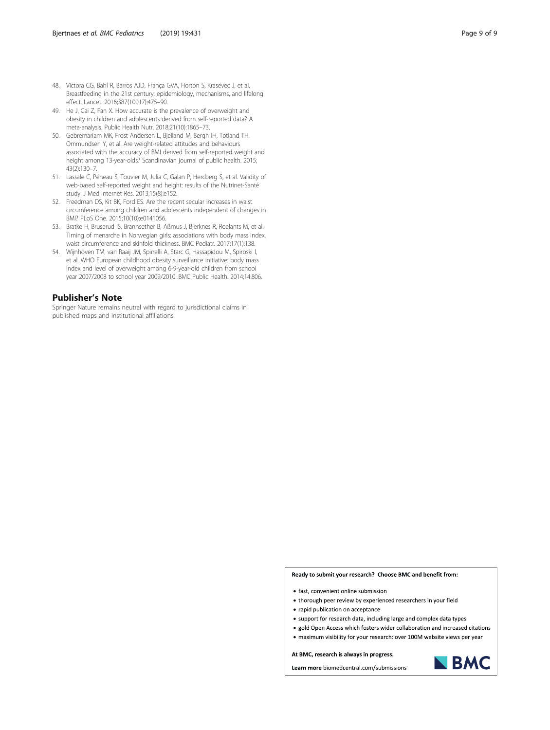48. Victora CG, Bahl R, Barros AJD, França GVA, Horton S, Krasevec J, et al. Breastfeeding in the 21st century: epidemiology, mechanisms, and lifelong effect. Lancet. 2016;387(10017):475–90.
49. He J, Cai Z, Fan X. How accurate is the prevalence of overweight and obesity in children and adolescents derived from self-reported data? A meta-analysis. Public Health Nutr. 2018;21(10):1865–73.
50. Gebremariam MK, Frost Andersen L, Bjelland M, Bergh IH, Totland TH, Ommundsen Y, et al. Are weight-related attitudes and behaviours associated with the accuracy of BMI derived from self-reported weight and height among 13-year-olds? Scandinavian journal of public health. 2015; 43(2):130–7.
51. Lassale C, Péneau S, Touvier M, Julia C, Galan P, Hercberg S, et al. Validity of web-based self-reported weight and height: results of the Nutrinet-Santé study. J Med Internet Res. 2013;15(8):e152.
52. Freedman DS, Kit BK, Ford ES. Are the recent secular increases in waist circumference among children and adolescents independent of changes in BMI? PLoS One. 2015;10(10):e0141056.
53. Bratke H, Bruserud IS, Brannsether B, Aßmus J, Bjerknes R, Roelants M, et al. Timing of menarche in Norwegian girls: associations with body mass index, waist circumference and skinfold thickness. BMC Pediatr. 2017;17(1):138.
54. Wijnhoven TM, van Raaij JM, Spinelli A, Starc G, Hassapidou M, Spiroski I, et al. WHO European childhood obesity surveillance initiative: body mass index and level of overweight among 6-9-year-old children from school year 2007/2008 to school year 2009/2010. BMC Public Health. 2014;14:806.

## Publisher's Note

Springer Nature remains neutral with regard to jurisdictional claims in published maps and institutional affiliations.

**Ready to submit your research? Choose BMC and benefit from:**

- fast, convenient online submission
- thorough peer review by experienced researchers in your field
- rapid publication on acceptance
- support for research data, including large and complex data types
- gold Open Access which fosters wider collaboration and increased citations
- maximum visibility for your research: over 100M website views per year

**At BMC, research is always in progress.**

**Learn more** biomedcentral.com/submissions